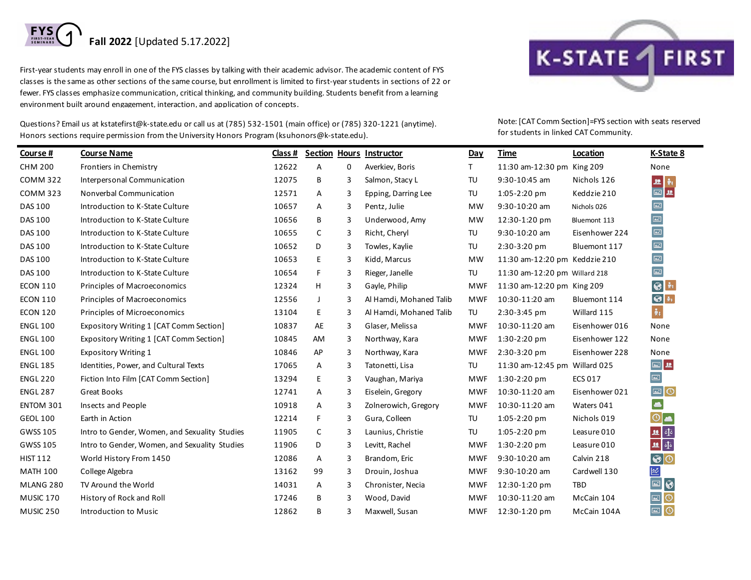# Fall 2022 [Updated 5.17.2022]

First-year students may enroll in one of the FYS classes by talking with their academic advisor. The academic content of FYS classes is the same as other sections of the same course, but enrollment is limited to first-year students in sections of 22 or fewer. FYS classes emphasize communication, critical thinking, and community building. Students benefit from a learning environment built around engagement, interaction, and application of concepts.

Questions? Email us at kstatefirst@k-state.edu or call us at (785) 532-1501 (main office) or (785) 320-1221 (anytime). Honors sections require permission from the University Honors Program (ksuhonors@k-state.edu).

Note: [CAT Comm Section]=FYS section with seats reserved for students in linked CAT Community.

| Course # | Course Name | Class # | Section | Hours | Instructor | Day | Time | Location | K-State 8 |
|---|---|---|---|---|---|---|---|---|---|
| CHM 200 | Frontiers in Chemistry | 12622 | A | 0 | Averkiev, Boris | T | 11:30 am-12:30 pm | King 209 | None |
| COMM 322 | Interpersonal Communication | 12075 | B | 3 | Salmon, Stacy L | TU | 9:30-10:45 am | Nichols 126 | |
| COMM 323 | Nonverbal Communication | 12571 | A | 3 | Epping, Darring Lee | TU | 1:05-2:20 pm | Keddzie 210 | |
| DAS 100 | Introduction to K-State Culture | 10657 | A | 3 | Pentz, Julie | MW | 9:30-10:20 am | Nichols 026 | |
| DAS 100 | Introduction to K-State Culture | 10656 | B | 3 | Underwood, Amy | MW | 12:30-1:20 pm | Bluemont 113 | |
| DAS 100 | Introduction to K-State Culture | 10655 | C | 3 | Richt, Cheryl | TU | 9:30-10:20 am | Eisenhower 224 | |
| DAS 100 | Introduction to K-State Culture | 10652 | D | 3 | Towles, Kaylie | TU | 2:30-3:20 pm | Bluemont 117 | |
| DAS 100 | Introduction to K-State Culture | 10653 | E | 3 | Kidd, Marcus | MW | 11:30 am-12:20 pm | Keddzie 210 | |
| DAS 100 | Introduction to K-State Culture | 10654 | F | 3 | Rieger, Janelle | TU | 11:30 am-12:20 pm | Willard 218 | |
| ECON 110 | Principles of Macroeconomics | 12324 | H | 3 | Gayle, Philip | MWF | 11:30 am-12:20 pm | King 209 | |
| ECON 110 | Principles of Macroeconomics | 12556 | J | 3 | Al Hamdi, Mohaned Talib | MWF | 10:30-11:20 am | Bluemont 114 | |
| ECON 120 | Principles of Microeconomics | 13104 | E | 3 | Al Hamdi, Mohaned Talib | TU | 2:30-3:45 pm | Willard 115 | |
| ENGL 100 | Expository Writing 1 [CAT Comm Section] | 10837 | AE | 3 | Glaser, Melissa | MWF | 10:30-11:20 am | Eisenhower 016 | None |
| ENGL 100 | Expository Writing 1 [CAT Comm Section] | 10845 | AM | 3 | Northway, Kara | MWF | 1:30-2:20 pm | Eisenhower 122 | None |
| ENGL 100 | Expository Writing 1 | 10846 | AP | 3 | Northway, Kara | MWF | 2:30-3:20 pm | Eisenhower 228 | None |
| ENGL 185 | Identities, Power, and Cultural Texts | 17065 | A | 3 | Tatonetti, Lisa | TU | 11:30 am-12:45 pm | Willard 025 | |
| ENGL 220 | Fiction Into Film [CAT Comm Section] | 13294 | E | 3 | Vaughan, Mariya | MWF | 1:30-2:20 pm | ECS 017 | |
| ENGL 287 | Great Books | 12741 | A | 3 | Eiselein, Gregory | MWF | 10:30-11:20 am | Eisenhower 021 | |
| ENTOM 301 | Insects and People | 10918 | A | 3 | Zolnerowich, Gregory | MWF | 10:30-11:20 am | Waters 041 | |
| GEOL 100 | Earth in Action | 12214 | F | 3 | Gura, Colleen | TU | 1:05-2:20 pm | Nichols 019 | |
| GWSS 105 | Intro to Gender, Women, and Sexuality Studies | 11905 | C | 3 | Launius, Christie | TU | 1:05-2:20 pm | Leasure 010 | |
| GWSS 105 | Intro to Gender, Women, and Sexuality Studies | 11906 | D | 3 | Levitt, Rachel | MWF | 1:30-2:20 pm | Leasure 010 | |
| HIST 112 | World History From 1450 | 12086 | A | 3 | Brandom, Eric | MWF | 9:30-10:20 am | Calvin 218 | |
| MATH 100 | College Algebra | 13162 | 99 | 3 | Drouin, Joshua | MWF | 9:30-10:20 am | Cardwell 130 | |
| MLANG 280 | TV Around the World | 14031 | A | 3 | Chronister, Necia | MWF | 12:30-1:20 pm | TBD | |
| MUSIC 170 | History of Rock and Roll | 17246 | B | 3 | Wood, David | MWF | 10:30-11:20 am | McCain 104 | |
| MUSIC 250 | Introduction to Music | 12862 | B | 3 | Maxwell, Susan | MWF | 12:30-1:20 pm | McCain 104A | |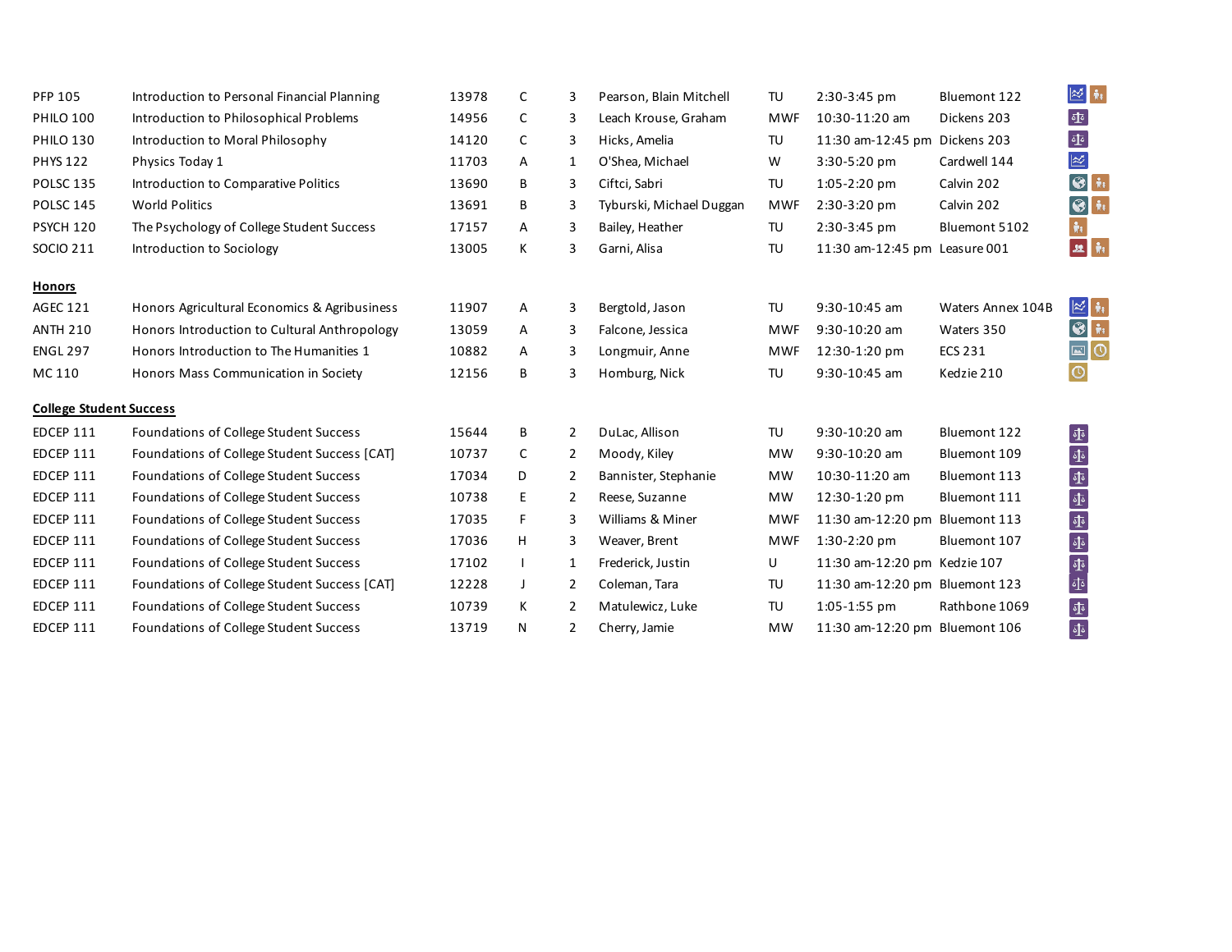| | | | | | | | | | |
|---|---|---|---|---|---|---|---|---|---|
| PFP 105 | Introduction to Personal Financial Planning | 13978 | C | 3 | Pearson, Blain Mitchell | TU | 2:30-3:45 pm | Bluemont 122 | |
| PHILO 100 | Introduction to Philosophical Problems | 14956 | C | 3 | Leach Krouse, Graham | MWF | 10:30-11:20 am | Dickens 203 | |
| PHILO 130 | Introduction to Moral Philosophy | 14120 | C | 3 | Hicks, Amelia | TU | 11:30 am-12:45 pm | Dickens 203 | |
| PHYS 122 | Physics Today 1 | 11703 | A | 1 | O'Shea, Michael | W | 3:30-5:20 pm | Cardwell 144 | |
| POLSC 135 | Introduction to Comparative Politics | 13690 | B | 3 | Ciftci, Sabri | TU | 1:05-2:20 pm | Calvin 202 | |
| POLSC 145 | World Politics | 13691 | B | 3 | Tyburski, Michael Duggan | MWF | 2:30-3:20 pm | Calvin 202 | |
| PSYCH 120 | The Psychology of College Student Success | 17157 | A | 3 | Bailey, Heather | TU | 2:30-3:45 pm | Bluemont 5102 | |
| SOCIO 211 | Introduction to Sociology | 13005 | K | 3 | Garni, Alisa | TU | 11:30 am-12:45 pm | Leasure 001 | |

**Honors**

| | | | | | | | | | |
|---|---|---|---|---|---|---|---|---|---|
| AGEC 121 | Honors Agricultural Economics & Agribusiness | 11907 | A | 3 | Bergtold, Jason | TU | 9:30-10:45 am | Waters Annex 104B | |
| ANTH 210 | Honors Introduction to Cultural Anthropology | 13059 | A | 3 | Falcone, Jessica | MWF | 9:30-10:20 am | Waters 350 | |
| ENGL 297 | Honors Introduction to The Humanities 1 | 10882 | A | 3 | Longmuir, Anne | MWF | 12:30-1:20 pm | ECS 231 | |
| MC 110 | Honors Mass Communication in Society | 12156 | B | 3 | Homburg, Nick | TU | 9:30-10:45 am | Kedzie 210 | |

**College Student Success**

| | | | | | | | | | |
|---|---|---|---|---|---|---|---|---|---|
| EDCEP 111 | Foundations of College Student Success | 15644 | B | 2 | DuLac, Allison | TU | 9:30-10:20 am | Bluemont 122 | |
| EDCEP 111 | Foundations of College Student Success [CAT] | 10737 | C | 2 | Moody, Kiley | MW | 9:30-10:20 am | Bluemont 109 | |
| EDCEP 111 | Foundations of College Student Success | 17034 | D | 2 | Bannister, Stephanie | MW | 10:30-11:20 am | Bluemont 113 | |
| EDCEP 111 | Foundations of College Student Success | 10738 | E | 2 | Reese, Suzanne | MW | 12:30-1:20 pm | Bluemont 111 | |
| EDCEP 111 | Foundations of College Student Success | 17035 | F | 3 | Williams & Miner | MWF | 11:30 am-12:20 pm | Bluemont 113 | |
| EDCEP 111 | Foundations of College Student Success | 17036 | H | 3 | Weaver, Brent | MWF | 1:30-2:20 pm | Bluemont 107 | |
| EDCEP 111 | Foundations of College Student Success | 17102 | I | 1 | Frederick, Justin | U | 11:30 am-12:20 pm | Kedzie 107 | |
| EDCEP 111 | Foundations of College Student Success [CAT] | 12228 | J | 2 | Coleman, Tara | TU | 11:30 am-12:20 pm | Bluemont 123 | |
| EDCEP 111 | Foundations of College Student Success | 10739 | K | 2 | Matulewicz, Luke | TU | 1:05-1:55 pm | Rathbone 1069 | |
| EDCEP 111 | Foundations of College Student Success | 13719 | N | 2 | Cherry, Jamie | MW | 11:30 am-12:20 pm | Bluemont 106 | |